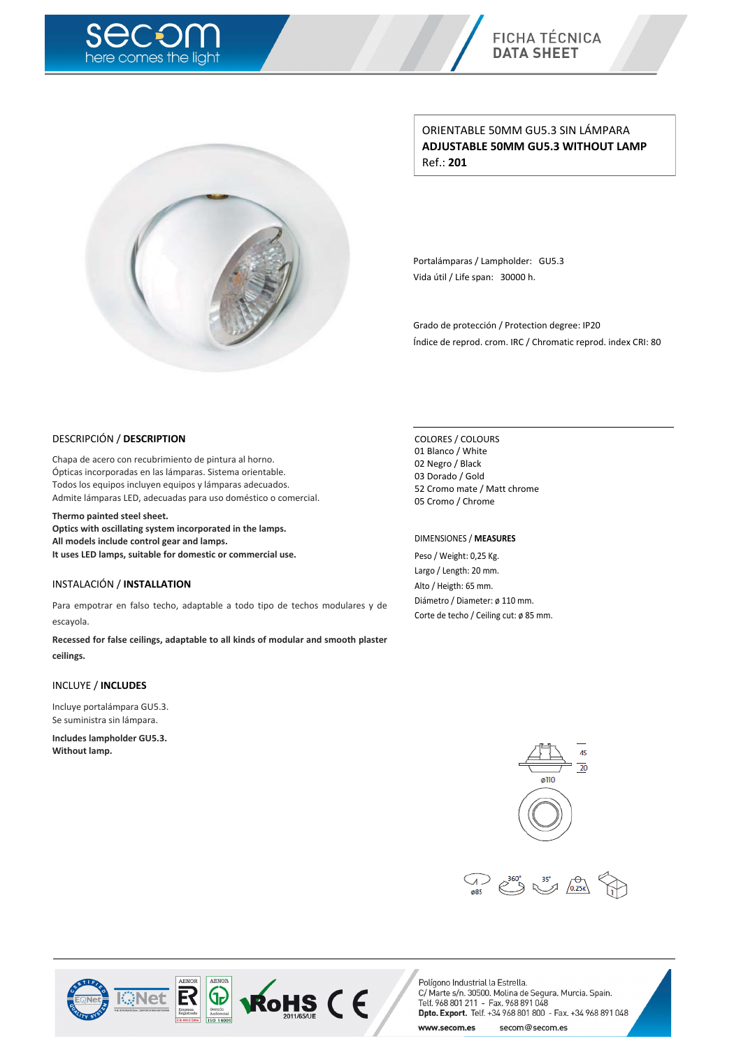# FICHA TÉCNICA
# DATA SHEET

ORIENTABLE 50MM GU5.3 SIN LÁMPARA
**ADJUSTABLE 50MM GU5.3 WITHOUT LAMP**
Ref.: **201**

Portalámparas / Lampholder: GU5.3
Vida útil / Life span: 30000 h.

Grado de protección / Protection degree: IP20
Índice de reprod. crom. IRC / Chromatic reprod. index CRI: 80

## DESCRIPCIÓN / DESCRIPTION

Chapa de acero con recubrimiento de pintura al horno.
Ópticas incorporadas en las lámparas. Sistema orientable.
Todos los equipos incluyen equipos y lámparas adecuados.
Admite lámparas LED, adecuadas para uso doméstico o comercial.

**Thermo painted steel sheet.**
**Optics with oscillating system incorporated in the lamps.**
**All models include control gear and lamps.**
**It uses LED lamps, suitable for domestic or commercial use.**

## INSTALACIÓN / INSTALLATION

Para empotrar en falso techo, adaptable a todo tipo de techos modulares y de escayola.

**Recessed for false ceilings, adaptable to all kinds of modular and smooth plaster ceilings.**

## INCLUYE / INCLUDES

Incluye portalámpara GU5.3.
Se suministra sin lámpara.

**Includes lampholder GU5.3.**
**Without lamp.**

## COLORES / COLOURS

01 Blanco / White
02 Negro / Black
03 Dorado / Gold
52 Cromo mate / Matt chrome
05 Cromo / Chrome

## DIMENSIONES / MEASURES

Peso / Weight: 0,25 Kg.
Largo / Length: 20 mm.
Alto / Heigth: 65 mm.
Diámetro / Diameter: ø 110 mm.
Corte de techo / Ceiling cut: ø 85 mm.

Polígono Industrial la Estrella.
C/ Marte s/n. 30500. Molina de Segura. Murcia. Spain.
Telf. 968 801 211 - Fax. 968 891 048
**Dpto. Export.** Telf. +34 968 801 800 - Fax. +34 968 891 048
www.secom.es secom@secom.es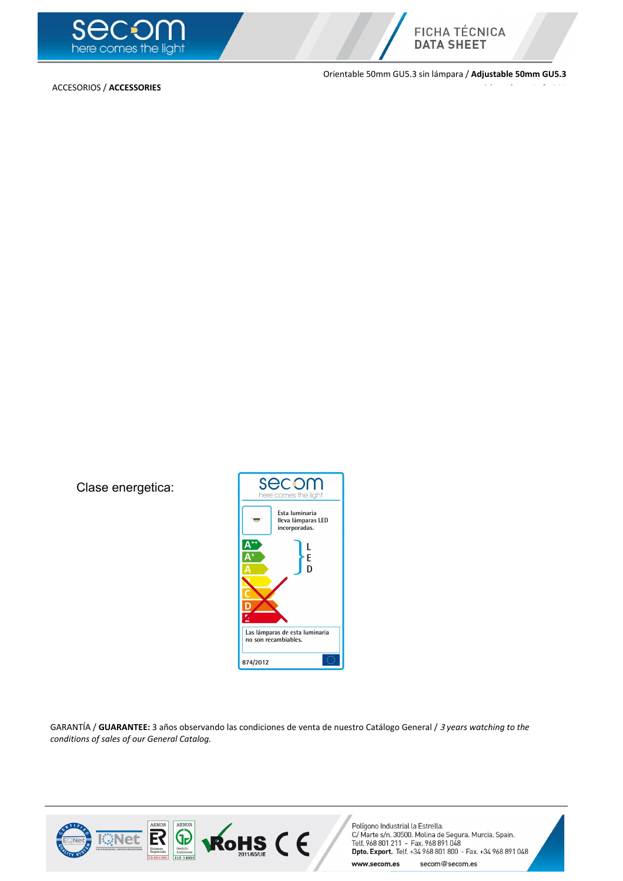Orientable 50mm GU5.3 sin lámpara / **Adjustable 50mm GU5.3**

ACCESORIOS / **ACCESSORIES**

Clase energetica:

secom
here comes the light

Esta luminaria lleva lámparas LED incorporadas.

A++
A+
A
B
C
D
E

L
E
D

Las lámparas de esta luminaria no son recambiables.

874/2012

GARANTÍA / **GUARANTEE:** 3 años observando las condiciones de venta de nuestro Catálogo General / *3 years watching to the conditions of sales of our General Catalog.*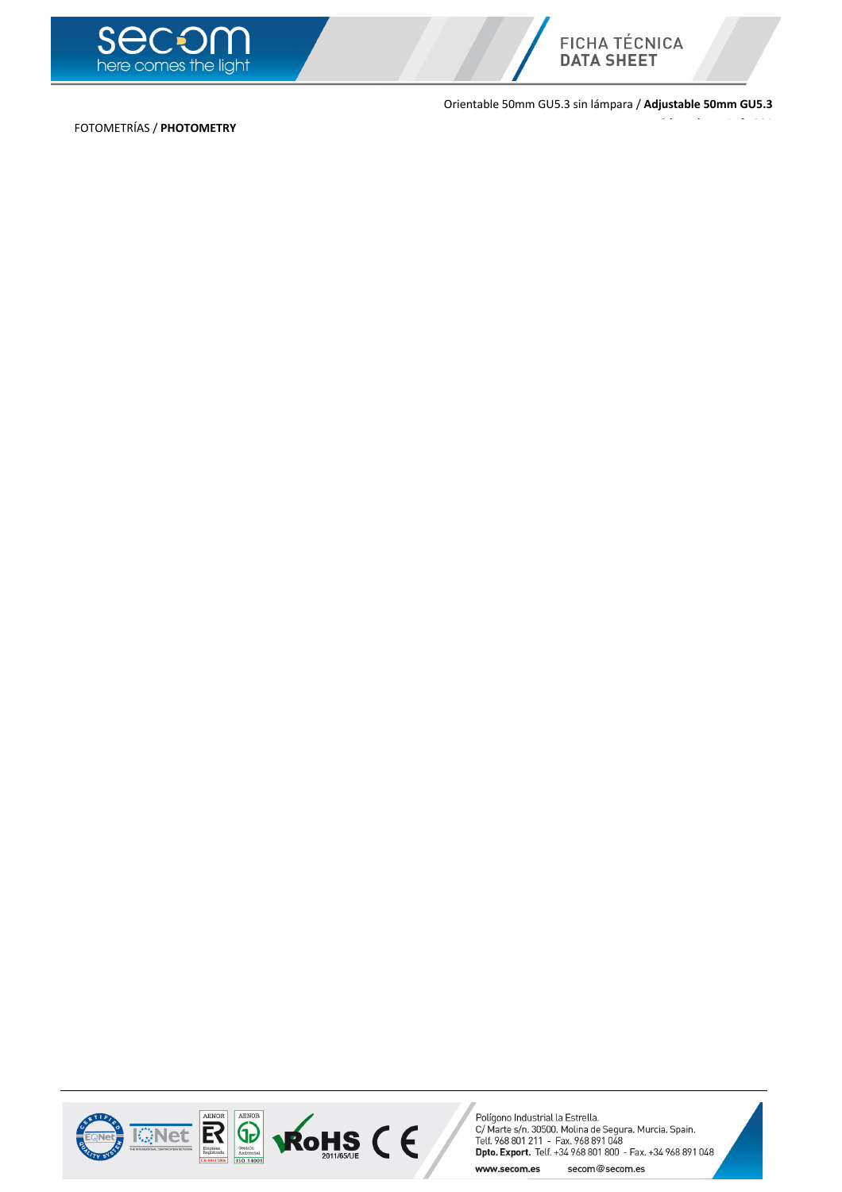FOTOMETRÍAS / **PHOTOMETRY**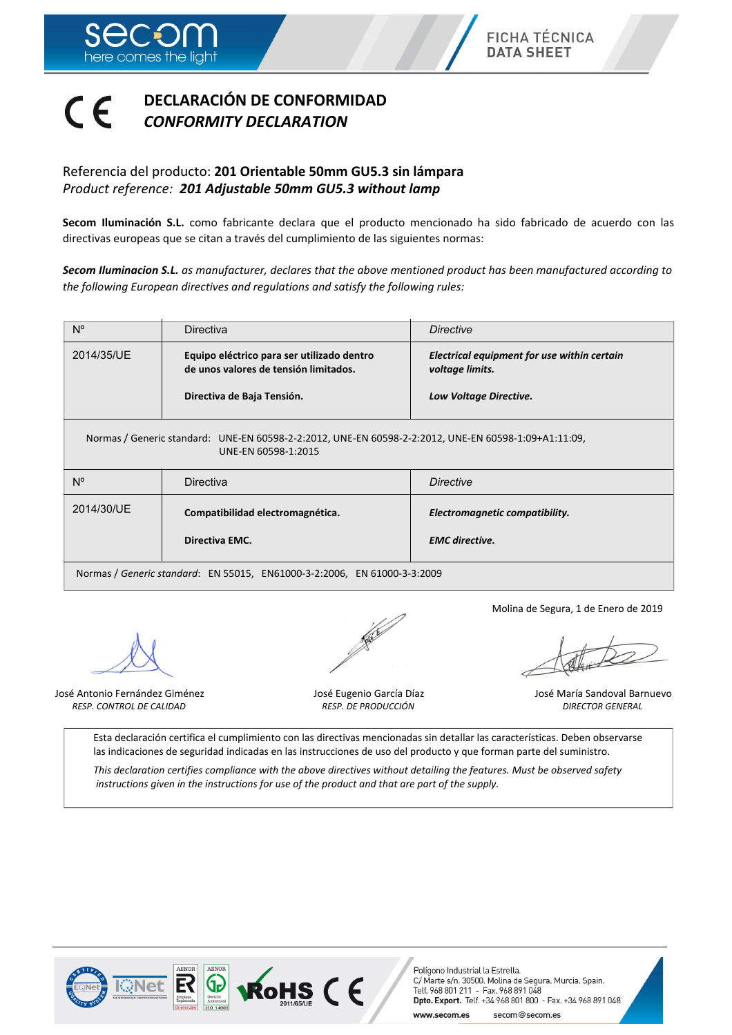# DECLARACIÓN DE CONFORMIDAD
## *CONFORMITY DECLARATION*

Referencia del producto: **201 Orientable 50mm GU5.3 sin lámpara**
*Product reference:* ***201 Adjustable 50mm GU5.3 without lamp***

**Secom Iluminación S.L.** como fabricante declara que el producto mencionado ha sido fabricado de acuerdo con las directivas europeas que se citan a través del cumplimiento de las siguientes normas:

***Secom Iluminacion S.L.*** *as manufacturer, declares that the above mentioned product has been manufactured according to the following European directives and regulations and satisfy the following rules:*

| Nº | Directiva | *Directive* |
|---|---|---|
| 2014/35/UE | **Equipo eléctrico para ser utilizado dentro de unos valores de tensión limitados.**<br><br>**Directiva de Baja Tensión.** | ***Electrical equipment for use within certain voltage limits.***<br><br>***Low Voltage Directive.*** |
| Normas / Generic standard: UNE-EN 60598-2-2:2012, UNE-EN 60598-2-2:2012, UNE-EN 60598-1:09+A1:11:09, UNE-EN 60598-1:2015 | | |
| Nº | Directiva | *Directive* |
| 2014/30/UE | **Compatibilidad electromagnética.**<br><br>**Directiva EMC.** | ***Electromagnetic compatibility.***<br><br>***EMC directive.*** |
| Normas / *Generic standard*: EN 55015, EN61000-3-2:2006, EN 61000-3-3:2009 | | |

Molina de Segura, 1 de Enero de 2019

José Antonio Fernández Giménez
*RESP. CONTROL DE CALIDAD*

José Eugenio García Díaz
*RESP. DE PRODUCCIÓN*

José María Sandoval Barnuevo
*DIRECTOR GENERAL*

Esta declaración certifica el cumplimiento con las directivas mencionadas sin detallar las características. Deben observarse las indicaciones de seguridad indicadas en las instrucciones de uso del producto y que forman parte del suministro.

*This declaration certifies compliance with the above directives without detailing the features. Must be observed safety instructions given in the instructions for use of the product and that are part of the supply.*

Polígono Industrial la Estrella.
C/ Marte s/n. 30500. Molina de Segura. Murcia. Spain.
Telf. 968 801 211 - Fax. 968 891 048
**Dpto. Export.** Telf. +34 968 801 800 - Fax. +34 968 891 048
**www.secom.es** secom@secom.es